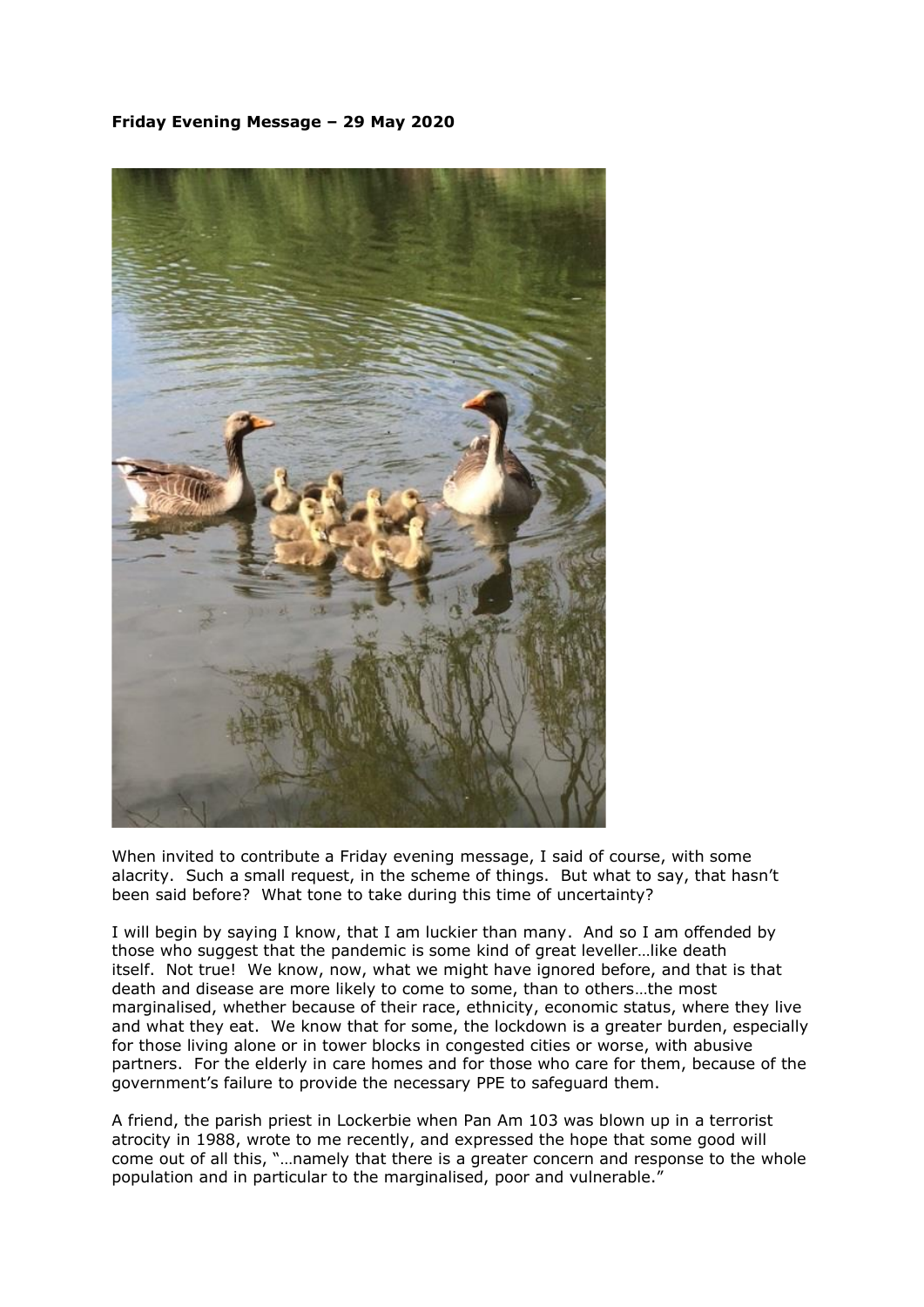**Friday Evening Message – 29 May 2020**

When invited to contribute a Friday evening message, I said of course, with some alacrity. Such a small request, in the scheme of things. But what to say, that hasn't been said before? What tone to take during this time of uncertainty?

I will begin by saying I know, that I am luckier than many. And so I am offended by those who suggest that the pandemic is some kind of great leveller…like death itself. Not true! We know, now, what we might have ignored before, and that is that death and disease are more likely to come to some, than to others…the most marginalised, whether because of their race, ethnicity, economic status, where they live and what they eat. We know that for some, the lockdown is a greater burden, especially for those living alone or in tower blocks in congested cities or worse, with abusive partners. For the elderly in care homes and for those who care for them, because of the government's failure to provide the necessary PPE to safeguard them.

A friend, the parish priest in Lockerbie when Pan Am 103 was blown up in a terrorist atrocity in 1988, wrote to me recently, and expressed the hope that some good will come out of all this, "…namely that there is a greater concern and response to the whole population and in particular to the marginalised, poor and vulnerable."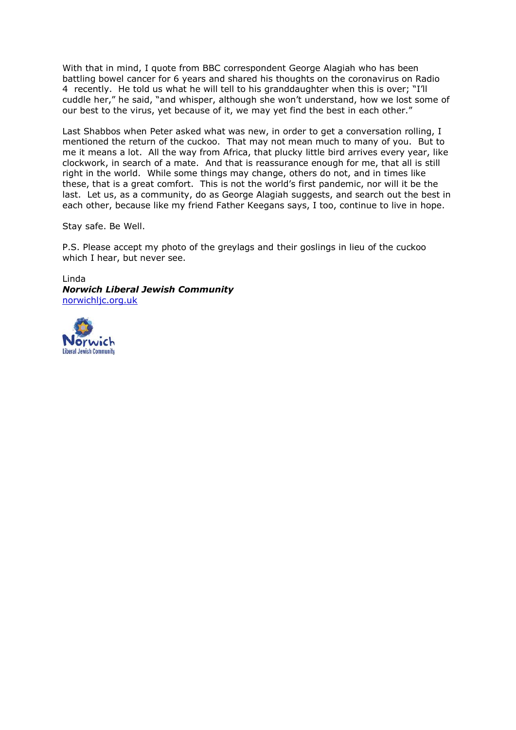With that in mind, I quote from BBC correspondent George Alagiah who has been battling bowel cancer for 6 years and shared his thoughts on the coronavirus on Radio 4 recently. He told us what he will tell to his granddaughter when this is over; "I'll cuddle her," he said, "and whisper, although she won't understand, how we lost some of our best to the virus, yet because of it, we may yet find the best in each other."

Last Shabbos when Peter asked what was new, in order to get a conversation rolling, I mentioned the return of the cuckoo. That may not mean much to many of you. But to me it means a lot. All the way from Africa, that plucky little bird arrives every year, like clockwork, in search of a mate. And that is reassurance enough for me, that all is still right in the world. While some things may change, others do not, and in times like these, that is a great comfort. This is not the world's first pandemic, nor will it be the last. Let us, as a community, do as George Alagiah suggests, and search out the best in each other, because like my friend Father Keegans says, I too, continue to live in hope.

Stay safe. Be Well.

P.S. Please accept my photo of the greylags and their goslings in lieu of the cuckoo which I hear, but never see.

Linda
***Norwich Liberal Jewish Community***
[norwichljc.org.uk](norwichljc.org.uk)

Norwich
Liberal Jewish Community